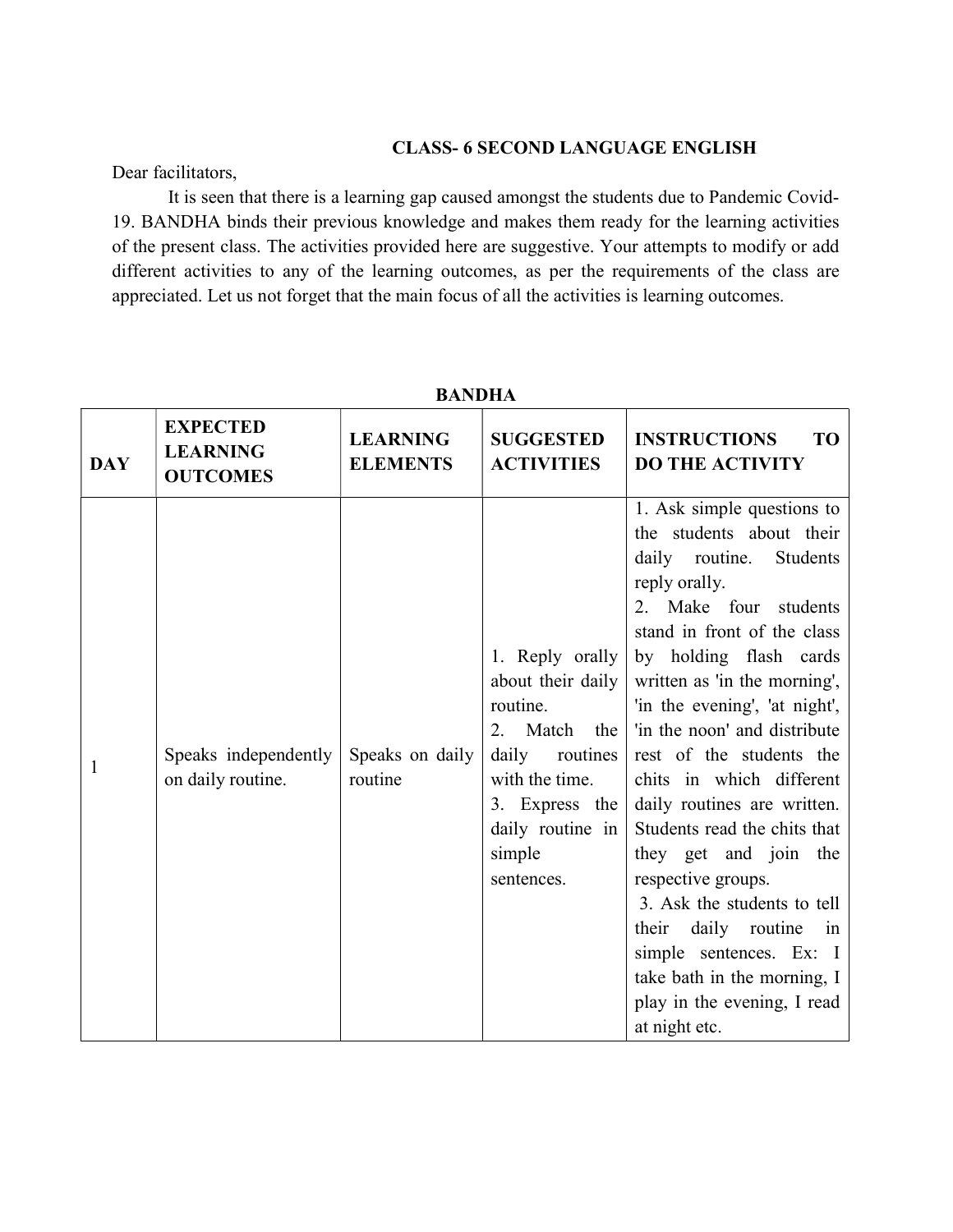# CLASS- 6 SECOND LANGUAGE ENGLISH

Dear facilitators,

It is seen that there is a learning gap caused amongst the students due to Pandemic Covid-19. BANDHA binds their previous knowledge and makes them ready for the learning activities of the present class. The activities provided here are suggestive. Your attempts to modify or add different activities to any of the learning outcomes, as per the requirements of the class are appreciated. Let us not forget that the main focus of all the activities is learning outcomes.

## BANDHA

| DAY | EXPECTED LEARNING OUTCOMES | LEARNING ELEMENTS | SUGGESTED ACTIVITIES | INSTRUCTIONS TO DO THE ACTIVITY |
|---|---|---|---|---|
| 1 | Speaks independently on daily routine. | Speaks on daily routine | 1. Reply orally about their daily routine.<br>2. Match the daily routines with the time.<br>3. Express the daily routine in simple sentences. | 1. Ask simple questions to the students about their daily routine. Students reply orally.<br>2. Make four students stand in front of the class by holding flash cards written as 'in the morning', 'in the evening', 'at night', 'in the noon' and distribute rest of the students the chits in which different daily routines are written. Students read the chits that they get and join the respective groups.<br>3. Ask the students to tell their daily routine in simple sentences. Ex: I take bath in the morning, I play in the evening, I read at night etc. |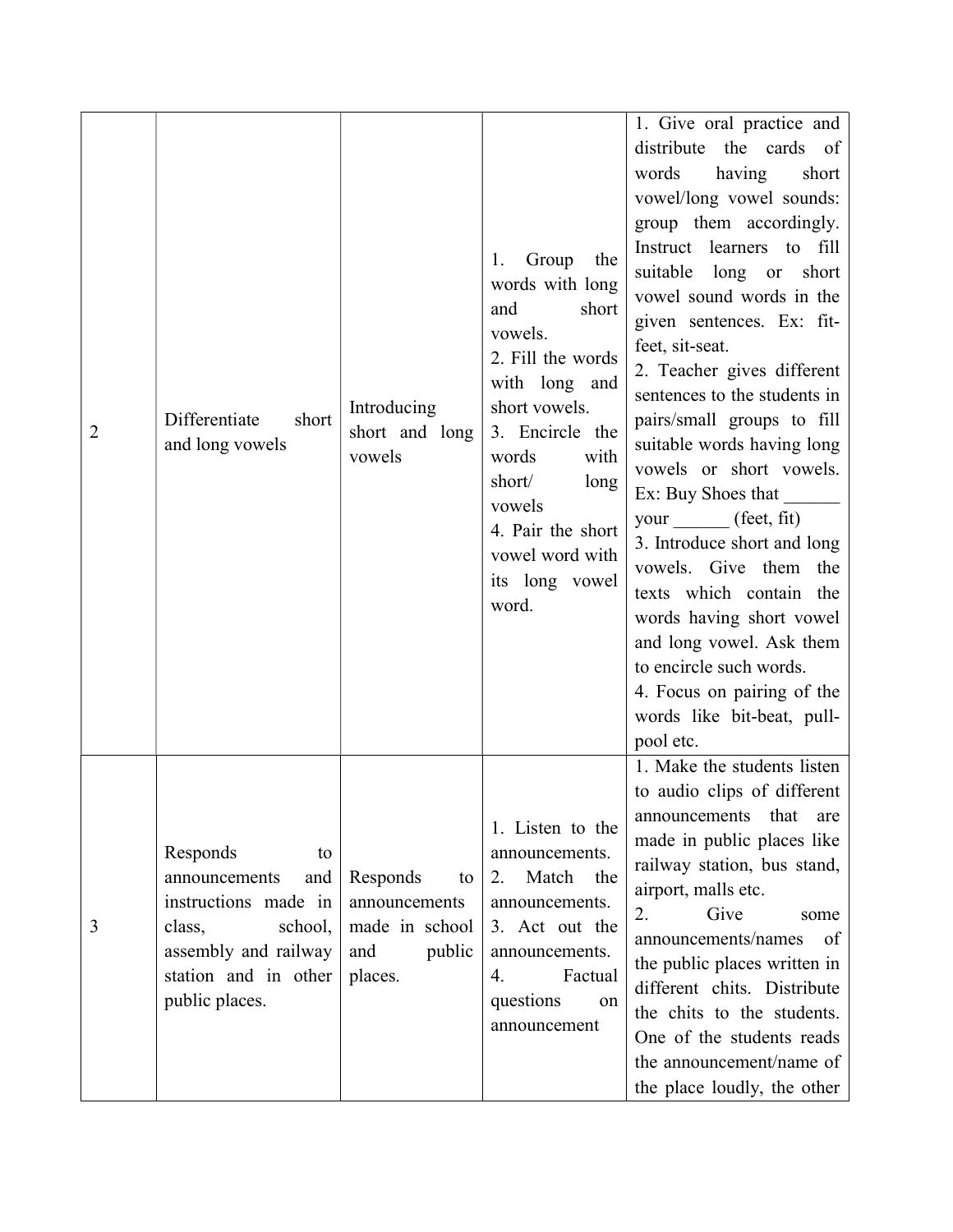| | | | | |
|---|---|---|---|---|
| 2 | Differentiate short and long vowels | Introducing short and long vowels | 1. Group the words with long and short vowels.<br>2. Fill the words with long and short vowels.<br>3. Encircle the words with short/ long vowels<br>4. Pair the short vowel word with its long vowel word. | 1. Give oral practice and distribute the cards of words having short vowel/long vowel sounds: group them accordingly. Instruct learners to fill suitable long or short vowel sound words in the given sentences. Ex: fit-feet, sit-seat.<br>2. Teacher gives different sentences to the students in pairs/small groups to fill suitable words having long vowels or short vowels. Ex: Buy Shoes that ______ your ______ (feet, fit)<br>3. Introduce short and long vowels. Give them the texts which contain the words having short vowel and long vowel. Ask them to encircle such words.<br>4. Focus on pairing of the words like bit-beat, pull-pool etc. |
| 3 | Responds to announcements and instructions made in class, school, assembly and railway station and in other public places. | Responds to announcements made in school and public places. | 1. Listen to the announcements.<br>2. Match the announcements.<br>3. Act out the announcements.<br>4. Factual questions on announcement | 1. Make the students listen to audio clips of different announcements that are made in public places like railway station, bus stand, airport, malls etc.<br>2. Give some announcements/names of the public places written in different chits. Distribute the chits to the students. One of the students reads the announcement/name of the place loudly, the other |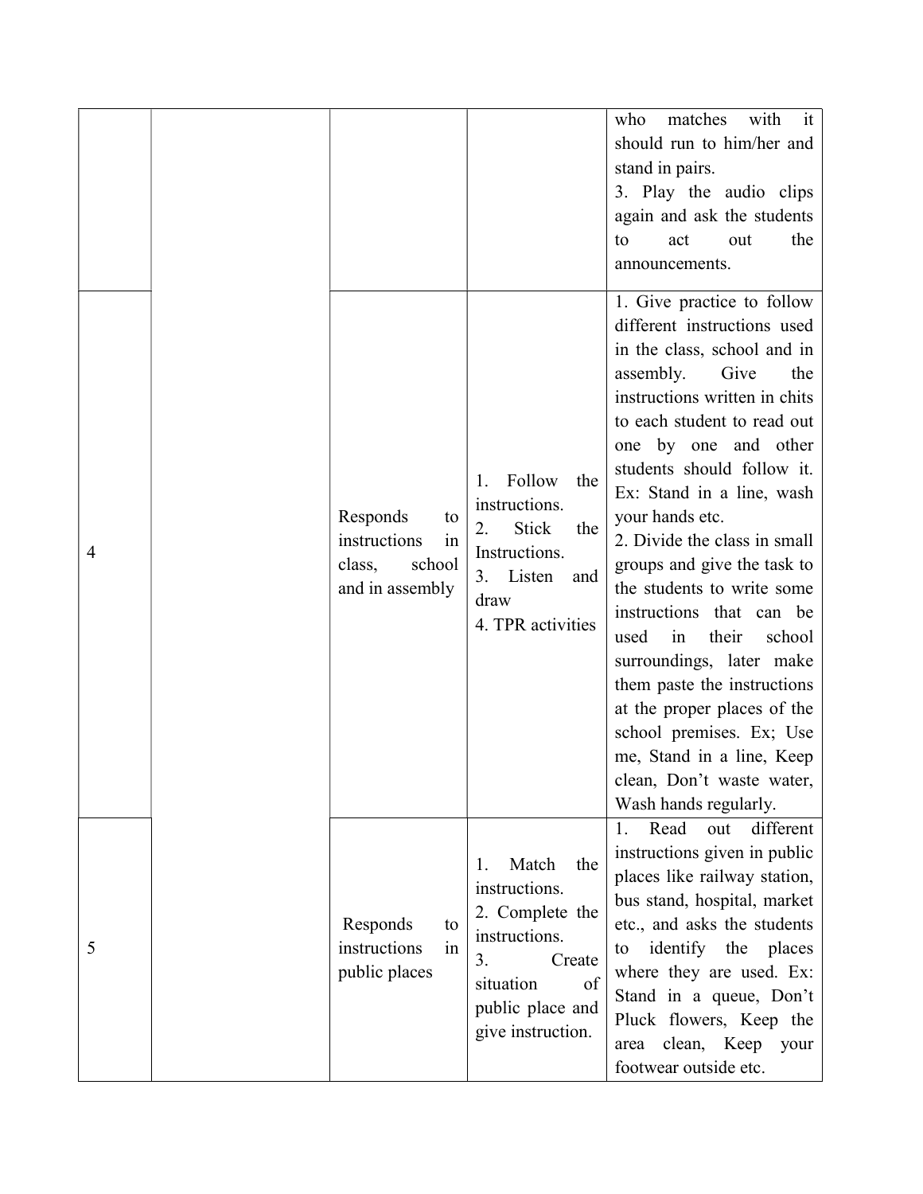| | | | | |
|---|---|---|---|---|
| | | | | who matches with it should run to him/her and stand in pairs.<br>3. Play the audio clips again and ask the students to act out the announcements. |
| 4 | | Responds to instructions in class, school and in assembly | 1. Follow the instructions.<br>2. Stick the Instructions.<br>3. Listen and draw<br>4. TPR activities | 1. Give practice to follow different instructions used in the class, school and in assembly. Give the instructions written in chits to each student to read out one by one and other students should follow it. Ex: Stand in a line, wash your hands etc.<br>2. Divide the class in small groups and give the task to the students to write some instructions that can be used in their school surroundings, later make them paste the instructions at the proper places of the school premises. Ex; Use me, Stand in a line, Keep clean, Don't waste water, Wash hands regularly. |
| 5 | | Responds to instructions in public places | 1. Match the instructions.<br>2. Complete the instructions.<br>3. Create situation of public place and give instruction. | 1. Read out different instructions given in public places like railway station, bus stand, hospital, market etc., and asks the students to identify the places where they are used. Ex: Stand in a queue, Don't Pluck flowers, Keep the area clean, Keep your footwear outside etc. |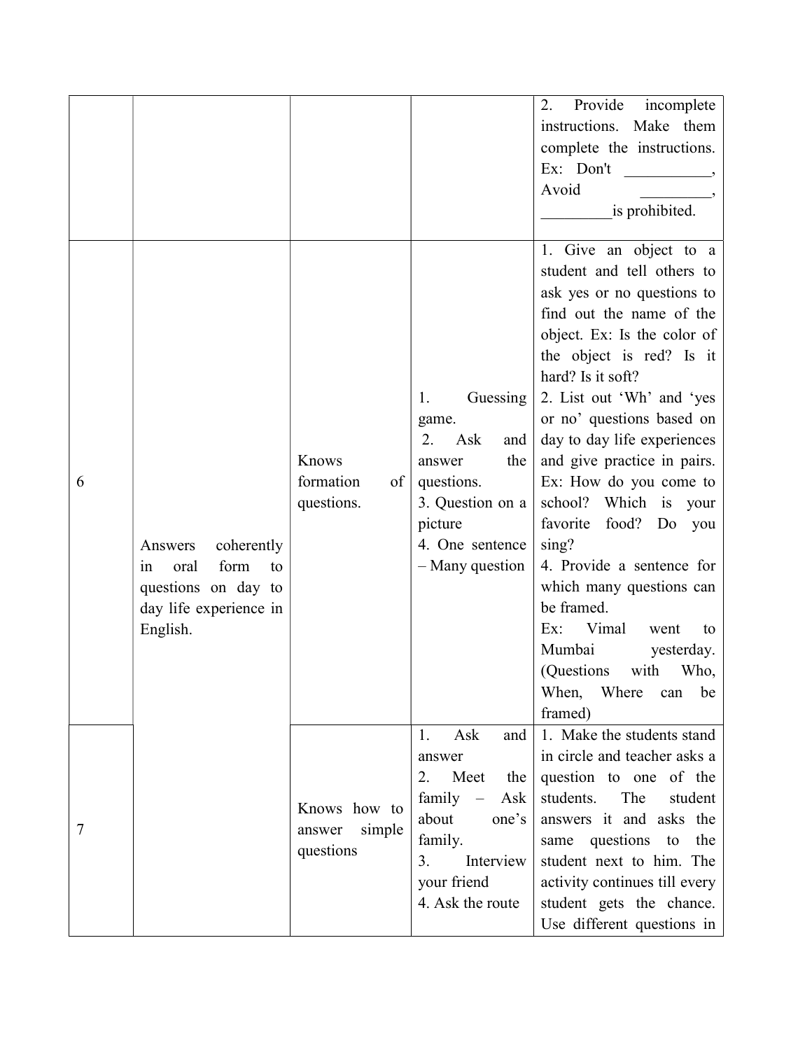|  |  |  |  | 2. Provide incomplete instructions. Make them complete the instructions. Ex: Don't ___________, Avoid _________, _________is prohibited. |
|---|---|---|---|---|
| 6 | Answers coherently in oral form to questions on day to day life experience in English. | Knows formation of questions. | 1. Guessing game.<br>2. Ask and answer the questions.<br>3. Question on a picture<br>4. One sentence – Many question | 1. Give an object to a student and tell others to ask yes or no questions to find out the name of the object. Ex: Is the color of the object is red? Is it hard? Is it soft?<br>2. List out 'Wh' and 'yes or no' questions based on day to day life experiences and give practice in pairs. Ex: How do you come to school? Which is your favorite food? Do you sing?<br>4. Provide a sentence for which many questions can be framed.<br>Ex: Vimal went to Mumbai yesterday. (Questions with Who, When, Where can be framed) |
| 7 |  | Knows how to answer simple questions | 1. Ask and answer<br>2. Meet the family – Ask about one's family.<br>3. Interview your friend<br>4. Ask the route | 1. Make the students stand in circle and teacher asks a question to one of the students. The student answers it and asks the same questions to the student next to him. The activity continues till every student gets the chance. Use different questions in |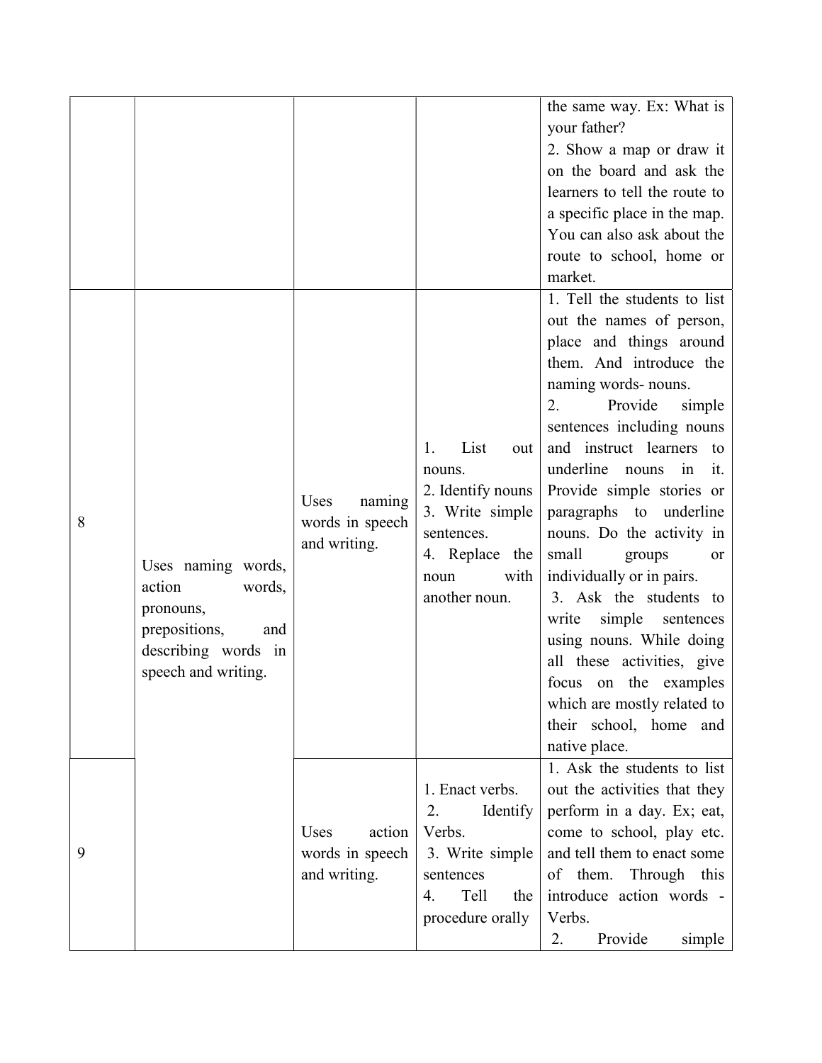| | | | | |
|---|---|---|---|---|
| | | | | the same way. Ex: What is your father?<br>2. Show a map or draw it on the board and ask the learners to tell the route to a specific place in the map. You can also ask about the route to school, home or market. |
| 8 | Uses naming words, action words, pronouns, prepositions, and describing words in speech and writing. | Uses naming words in speech and writing. | 1. List out nouns.<br>2. Identify nouns<br>3. Write simple sentences.<br>4. Replace the noun with another noun. | 1. Tell the students to list out the names of person, place and things around them. And introduce the naming words- nouns.<br>2. Provide simple sentences including nouns and instruct learners to underline nouns in it. Provide simple stories or paragraphs to underline nouns. Do the activity in small groups or individually or in pairs.<br>3. Ask the students to write simple sentences using nouns. While doing all these activities, give focus on the examples which are mostly related to their school, home and native place. |
| 9 | | Uses action words in speech and writing. | 1. Enact verbs.<br>2. Identify Verbs.<br>3. Write simple sentences<br>4. Tell the procedure orally | 1. Ask the students to list out the activities that they perform in a day. Ex; eat, come to school, play etc. and tell them to enact some of them. Through this introduce action words - Verbs.<br>2. Provide simple |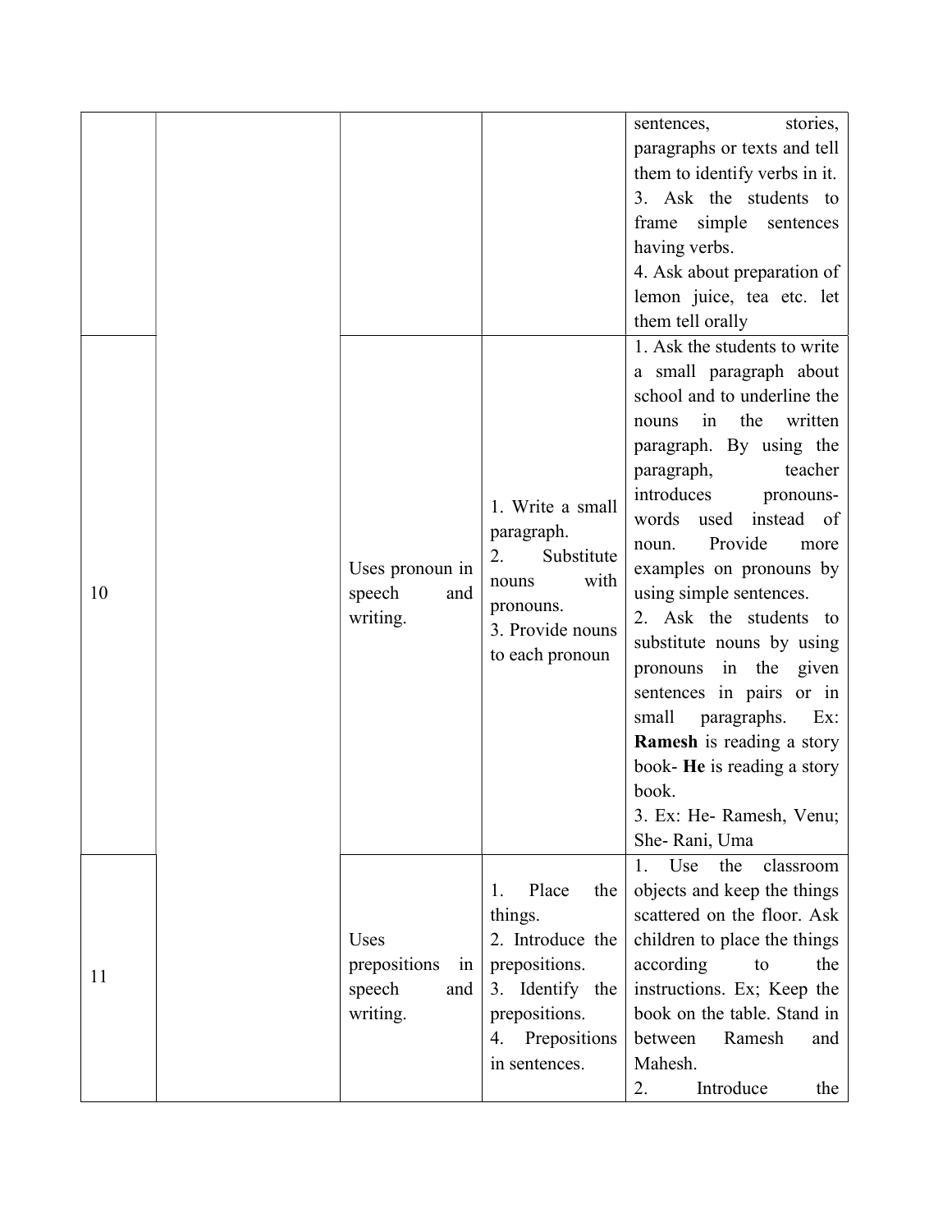| | | | | |
|---|---|---|---|---|
| | | | | sentences, stories, paragraphs or texts and tell them to identify verbs in it.<br>3. Ask the students to frame simple sentences having verbs.<br>4. Ask about preparation of lemon juice, tea etc. let them tell orally |
| 10 | | Uses pronoun in speech and writing. | 1. Write a small paragraph.<br>2. Substitute nouns with pronouns.<br>3. Provide nouns to each pronoun | 1. Ask the students to write a small paragraph about school and to underline the nouns in the written paragraph. By using the paragraph, teacher introduces pronouns- words used instead of noun. Provide more examples on pronouns by using simple sentences.<br>2. Ask the students to substitute nouns by using pronouns in the given sentences in pairs or in small paragraphs. Ex: **Ramesh** is reading a story book- **He** is reading a story book.<br>3. Ex: He- Ramesh, Venu; She- Rani, Uma |
| 11 | | Uses prepositions in speech and writing. | 1. Place the things.<br>2. Introduce the prepositions.<br>3. Identify the prepositions.<br>4. Prepositions in sentences. | 1. Use the classroom objects and keep the things scattered on the floor. Ask children to place the things according to the instructions. Ex; Keep the book on the table. Stand in between Ramesh and Mahesh.<br>2. Introduce the |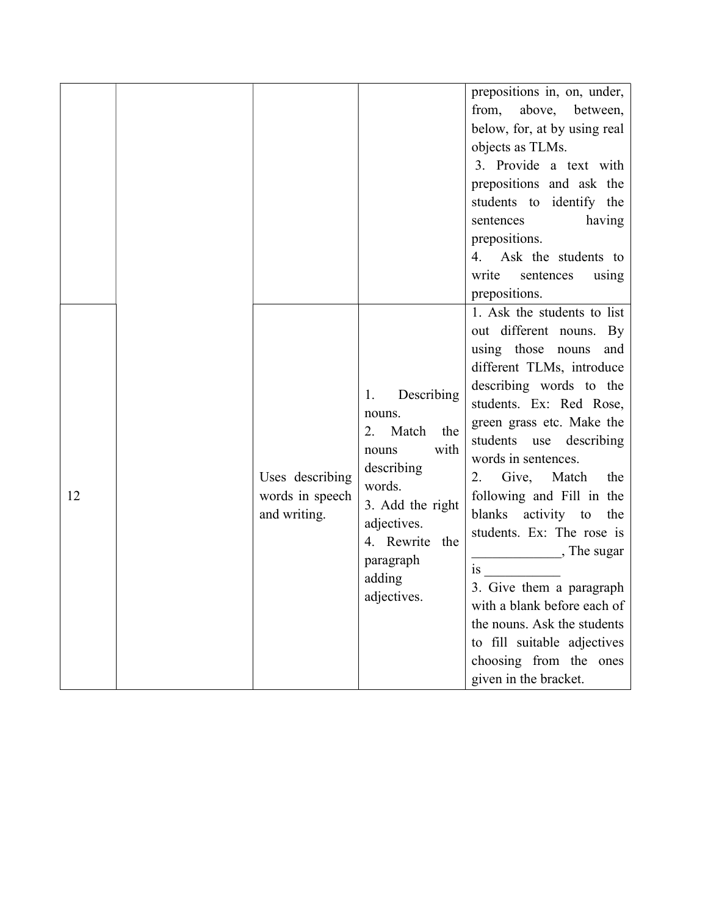| | | | | |
|---|---|---|---|---|
| | | | | prepositions in, on, under, from, above, between, below, for, at by using real objects as TLMs.<br>3. Provide a text with prepositions and ask the students to identify the sentences having prepositions.<br>4. Ask the students to write sentences using prepositions. |
| 12 | | Uses describing words in speech and writing. | 1. Describing nouns.<br>2. Match the nouns with describing words.<br>3. Add the right adjectives.<br>4. Rewrite the paragraph adding adjectives. | 1. Ask the students to list out different nouns. By using those nouns and different TLMs, introduce describing words to the students. Ex: Red Rose, green grass etc. Make the students use describing words in sentences.<br>2. Give, Match the following and Fill in the blanks activity to the students. Ex: The rose is _____________, The sugar is ___________<br>3. Give them a paragraph with a blank before each of the nouns. Ask the students to fill suitable adjectives choosing from the ones given in the bracket. |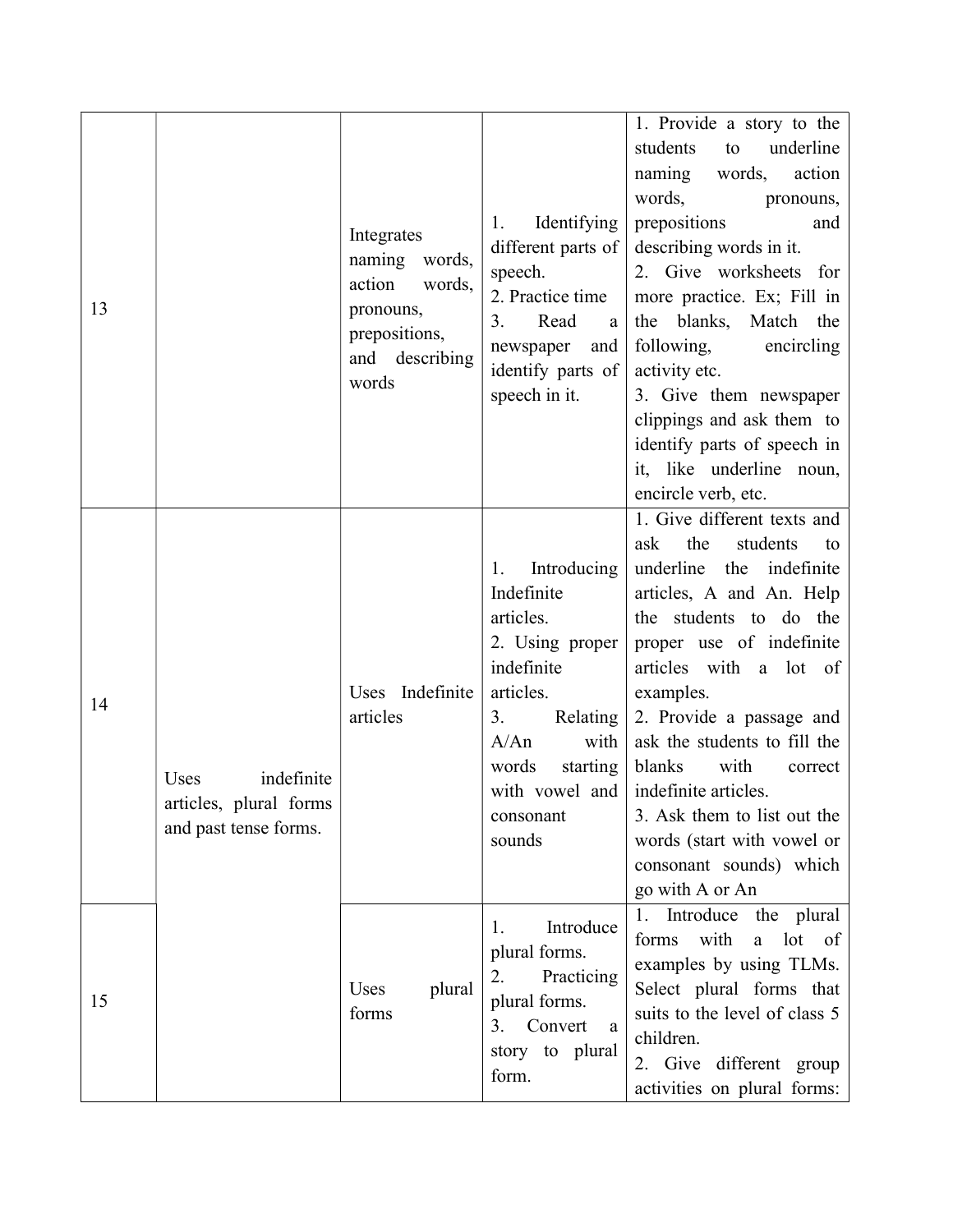| | | | | |
|---|---|---|---|---|
| 13 | | Integrates naming words, action words, pronouns, prepositions, and describing words | 1. Identifying different parts of speech.<br>2. Practice time<br>3. Read a newspaper and identify parts of speech in it. | 1. Provide a story to the students to underline naming words, action words, pronouns, prepositions and describing words in it.<br>2. Give worksheets for more practice. Ex; Fill in the blanks, Match the following, encircling activity etc.<br>3. Give them newspaper clippings and ask them to identify parts of speech in it, like underline noun, encircle verb, etc. |
| 14 | Uses indefinite articles, plural forms and past tense forms. | Uses Indefinite articles | 1. Introducing Indefinite articles.<br>2. Using proper indefinite articles.<br>3. Relating A/An with words starting with vowel and consonant sounds | 1. Give different texts and ask the students to underline the indefinite articles, A and An. Help the students to do the proper use of indefinite articles with a lot of examples.<br>2. Provide a passage and ask the students to fill the blanks with correct indefinite articles.<br>3. Ask them to list out the words (start with vowel or consonant sounds) which go with A or An |
| 15 | | Uses plural forms | 1. Introduce plural forms.<br>2. Practicing plural forms.<br>3. Convert a story to plural form. | 1. Introduce the plural forms with a lot of examples by using TLMs. Select plural forms that suits to the level of class 5 children.<br>2. Give different group activities on plural forms: |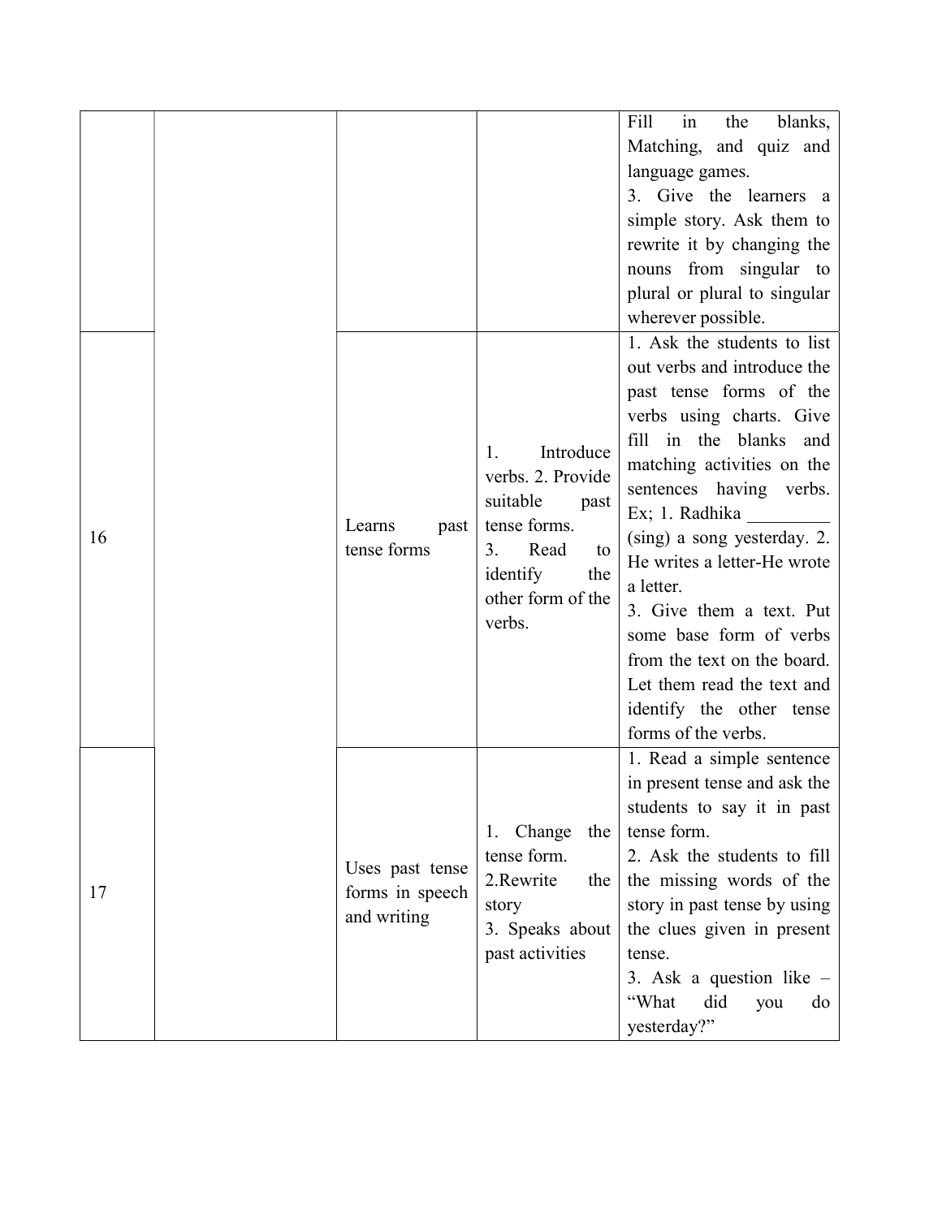| | | | | |
|---|---|---|---|---|
| | | | | Fill in the blanks, Matching, and quiz and language games.<br>3. Give the learners a simple story. Ask them to rewrite it by changing the nouns from singular to plural or plural to singular wherever possible. |
| 16 | | Learns past tense forms | 1. Introduce verbs. 2. Provide suitable past tense forms.<br>3. Read to identify the other form of the verbs. | 1. Ask the students to list out verbs and introduce the past tense forms of the verbs using charts. Give fill in the blanks and matching activities on the sentences having verbs. Ex; 1. Radhika _________ (sing) a song yesterday. 2. He writes a letter-He wrote a letter.<br>3. Give them a text. Put some base form of verbs from the text on the board. Let them read the text and identify the other tense forms of the verbs. |
| 17 | | Uses past tense forms in speech and writing | 1. Change the tense form.<br>2.Rewrite the story<br>3. Speaks about past activities | 1. Read a simple sentence in present tense and ask the students to say it in past tense form.<br>2. Ask the students to fill the missing words of the story in past tense by using the clues given in present tense.<br>3. Ask a question like – "What did you do yesterday?" |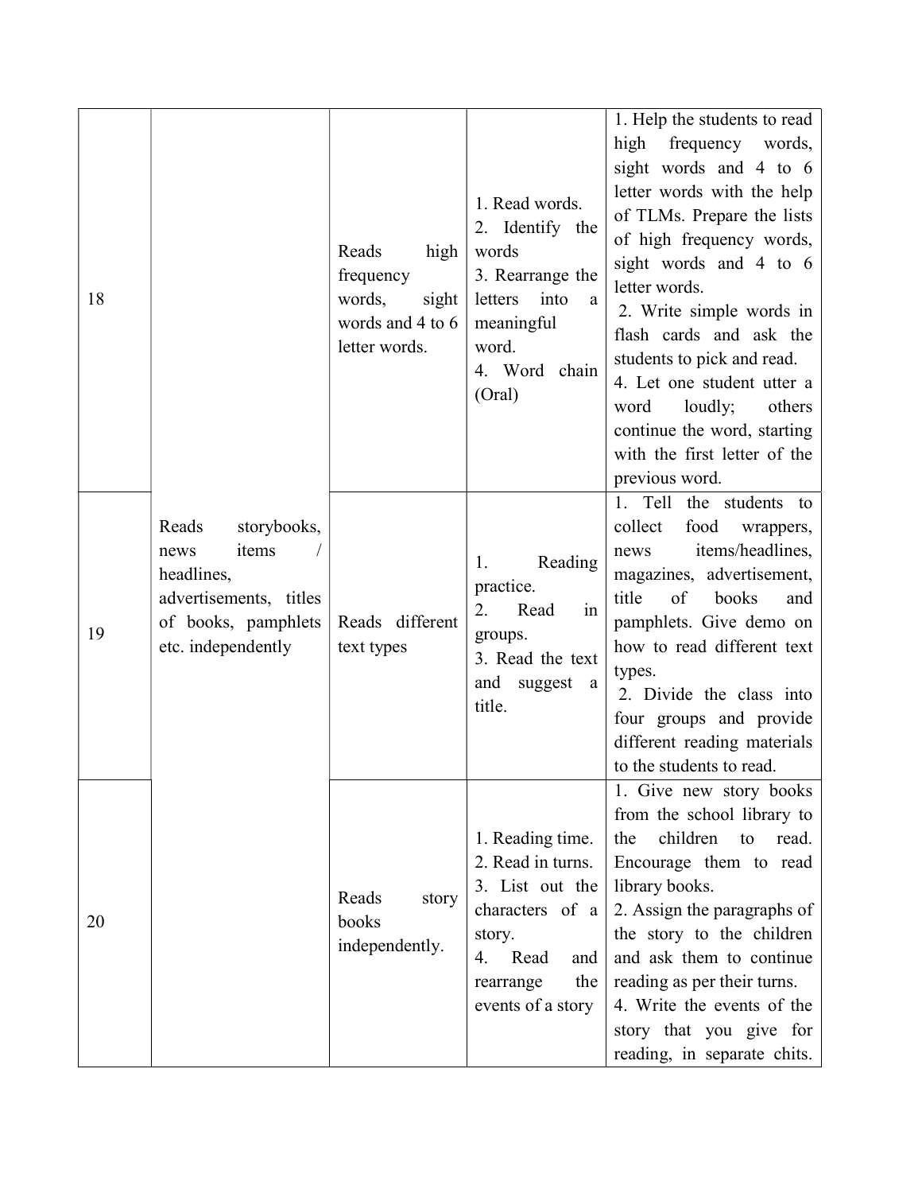| | | | | |
|---|---|---|---|---|
| 18 | Reads storybooks, news items / headlines, advertisements, titles of books, pamphlets etc. independently | Reads high frequency words, sight words and 4 to 6 letter words. | 1. Read words.<br>2. Identify the words<br>3. Rearrange the letters into a meaningful word.<br>4. Word chain (Oral) | 1. Help the students to read high frequency words, sight words and 4 to 6 letter words with the help of TLMs. Prepare the lists of high frequency words, sight words and 4 to 6 letter words.<br>2. Write simple words in flash cards and ask the students to pick and read.<br>4. Let one student utter a word loudly; others continue the word, starting with the first letter of the previous word. |
| 19 | | Reads different text types | 1. Reading practice.<br>2. Read in groups.<br>3. Read the text and suggest a title. | 1. Tell the students to collect food wrappers, news items/headlines, magazines, advertisement, title of books and pamphlets. Give demo on how to read different text types.<br>2. Divide the class into four groups and provide different reading materials to the students to read. |
| 20 | | Reads story books independently. | 1. Reading time.<br>2. Read in turns.<br>3. List out the characters of a story.<br>4. Read and rearrange the events of a story | 1. Give new story books from the school library to the children to read. Encourage them to read library books.<br>2. Assign the paragraphs of the story to the children and ask them to continue reading as per their turns.<br>4. Write the events of the story that you give for reading, in separate chits. |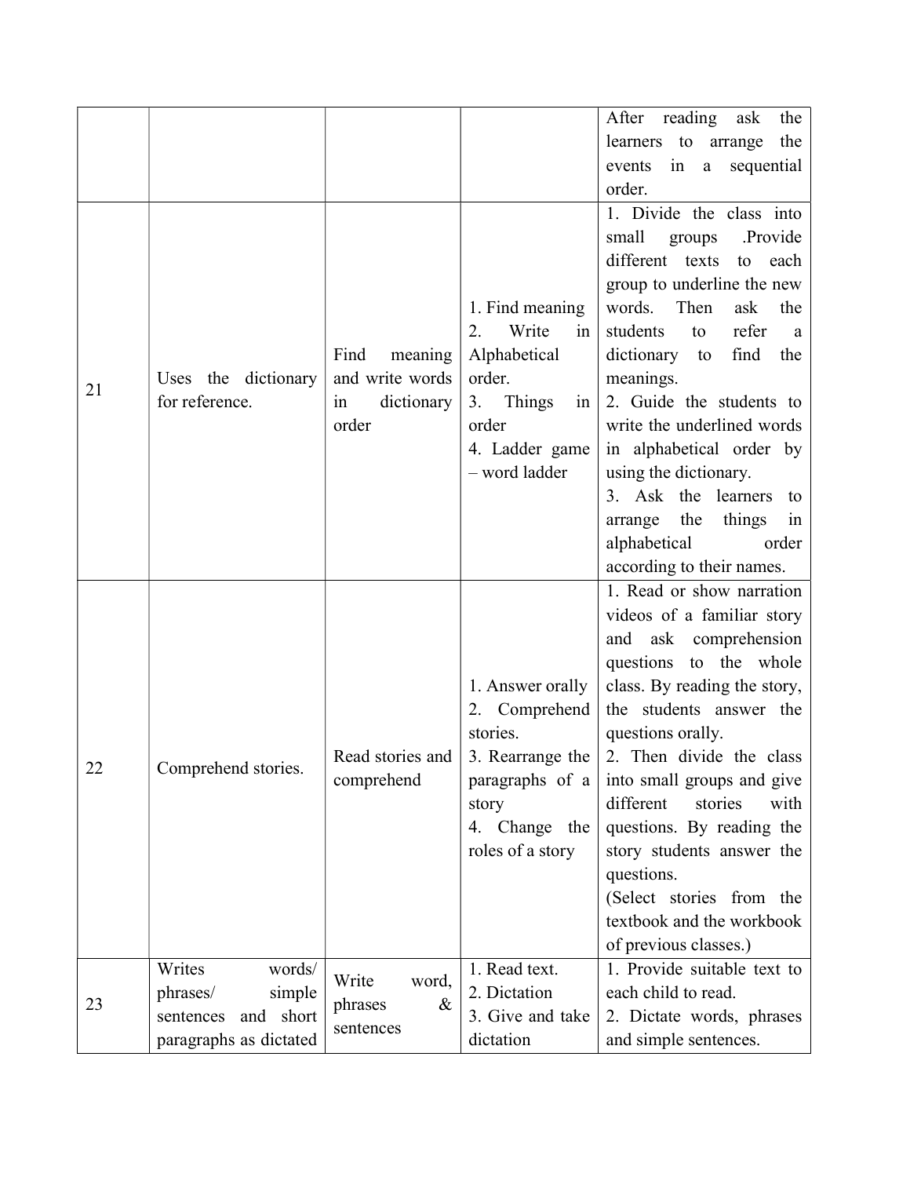| | | | | |
|---|---|---|---|---|
| | | | | After reading ask the learners to arrange the events in a sequential order. |
| 21 | Uses the dictionary for reference. | Find meaning and write words in dictionary order | 1. Find meaning<br>2. Write in Alphabetical order.<br>3. Things in order<br>4. Ladder game – word ladder | 1. Divide the class into small groups .Provide different texts to each group to underline the new words. Then ask the students to refer a dictionary to find the meanings.<br>2. Guide the students to write the underlined words in alphabetical order by using the dictionary.<br>3. Ask the learners to arrange the things in alphabetical order according to their names. |
| 22 | Comprehend stories. | Read stories and comprehend | 1. Answer orally<br>2. Comprehend stories.<br>3. Rearrange the paragraphs of a story<br>4. Change the roles of a story | 1. Read or show narration videos of a familiar story and ask comprehension questions to the whole class. By reading the story, the students answer the questions orally.<br>2. Then divide the class into small groups and give different stories with questions. By reading the story students answer the questions.<br>(Select stories from the textbook and the workbook of previous classes.) |
| 23 | Writes words/ phrases/ simple sentences and short paragraphs as dictated | Write word, phrases & sentences | 1. Read text.<br>2. Dictation<br>3. Give and take dictation | 1. Provide suitable text to each child to read.<br>2. Dictate words, phrases and simple sentences. |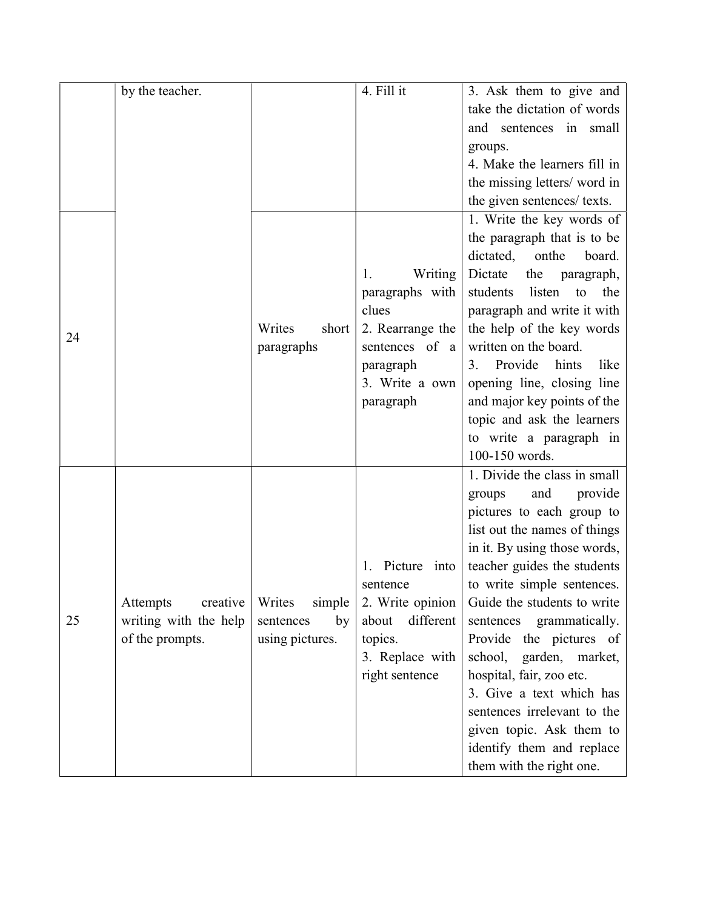| | | | | |
|---|---|---|---|---|
| | by the teacher. | | 4. Fill it | 3. Ask them to give and take the dictation of words and sentences in small groups.<br>4. Make the learners fill in the missing letters/ word in the given sentences/ texts. |
| 24 | | Writes short paragraphs | 1. Writing paragraphs with clues<br>2. Rearrange the sentences of a paragraph<br>3. Write a own paragraph | 1. Write the key words of the paragraph that is to be dictated, onthe board. Dictate the paragraph, students listen to the paragraph and write it with the help of the key words written on the board.<br>3. Provide hints like opening line, closing line and major key points of the topic and ask the learners to write a paragraph in 100-150 words. |
| 25 | Attempts creative writing with the help of the prompts. | Writes simple sentences by using pictures. | 1. Picture into sentence<br>2. Write opinion about different topics.<br>3. Replace with right sentence | 1. Divide the class in small groups and provide pictures to each group to list out the names of things in it. By using those words, teacher guides the students to write simple sentences. Guide the students to write sentences grammatically. Provide the pictures of school, garden, market, hospital, fair, zoo etc.<br>3. Give a text which has sentences irrelevant to the given topic. Ask them to identify them and replace them with the right one. |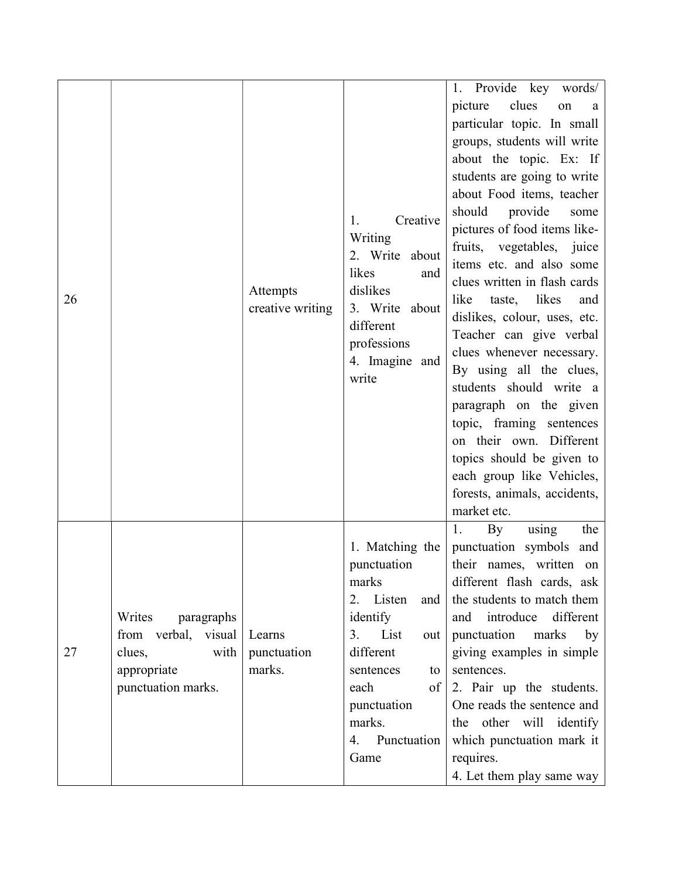| 26 | | Attempts creative writing | 1. Creative Writing<br>2. Write about likes and dislikes<br>3. Write about different professions<br>4. Imagine and write | 1. Provide key words/ picture clues on a particular topic. In small groups, students will write about the topic. Ex: If students are going to write about Food items, teacher should provide some pictures of food items like- fruits, vegetables, juice items etc. and also some clues written in flash cards like taste, likes and dislikes, colour, uses, etc. Teacher can give verbal clues whenever necessary. By using all the clues, students should write a paragraph on the given topic, framing sentences on their own. Different topics should be given to each group like Vehicles, forests, animals, accidents, market etc. |
|---|---|---|---|---|
| 27 | Writes paragraphs from verbal, visual clues, with appropriate punctuation marks. | Learns punctuation marks. | 1. Matching the punctuation marks<br>2. Listen and identify<br>3. List out different sentences to each of punctuation marks.<br>4. Punctuation Game | 1. By using the punctuation symbols and their names, written on different flash cards, ask the students to match them and introduce different punctuation marks by giving examples in simple sentences.<br>2. Pair up the students. One reads the sentence and the other will identify which punctuation mark it requires.<br>4. Let them play same way |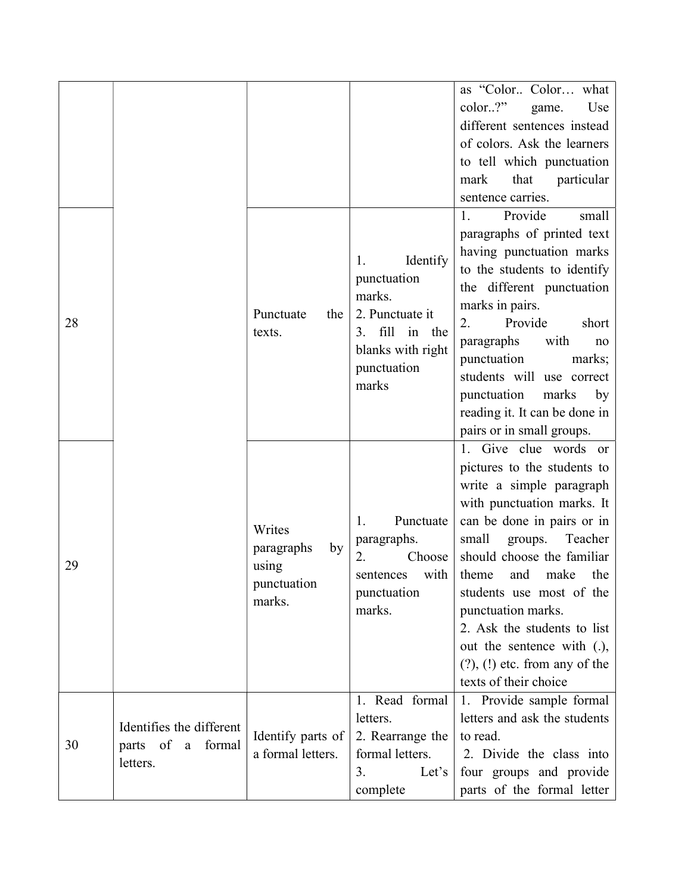| | | | | |
|---|---|---|---|---|
| | | | | as "Color.. Color… what color..?" game. Use different sentences instead of colors. Ask the learners to tell which punctuation mark that particular sentence carries. |
| 28 | | Punctuate the texts. | 1. Identify punctuation marks.<br>2. Punctuate it<br>3. fill in the blanks with right punctuation marks | 1. Provide small paragraphs of printed text having punctuation marks to the students to identify the different punctuation marks in pairs.<br>2. Provide short paragraphs with no punctuation marks; students will use correct punctuation marks by reading it. It can be done in pairs or in small groups. |
| 29 | | Writes paragraphs by using punctuation marks. | 1. Punctuate paragraphs.<br>2. Choose sentences with punctuation marks. | 1. Give clue words or pictures to the students to write a simple paragraph with punctuation marks. It can be done in pairs or in small groups. Teacher should choose the familiar theme and make the students use most of the punctuation marks.<br>2. Ask the students to list out the sentence with (.), (?), (!) etc. from any of the texts of their choice |
| 30 | Identifies the different parts of a formal letters. | Identify parts of a formal letters. | 1. Read formal letters.<br>2. Rearrange the formal letters.<br>3. Let's complete | 1. Provide sample formal letters and ask the students to read.<br>2. Divide the class into four groups and provide parts of the formal letter |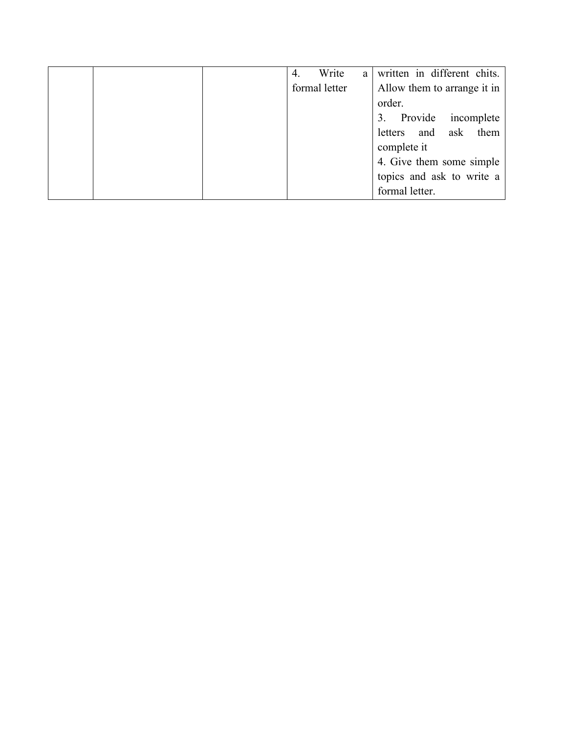| | | | | |
|---|---|---|---|---|
| | | | 4. Write a formal letter | written in different chits. Allow them to arrange it in order.<br>3. Provide incomplete letters and ask them complete it<br>4. Give them some simple topics and ask to write a formal letter. |